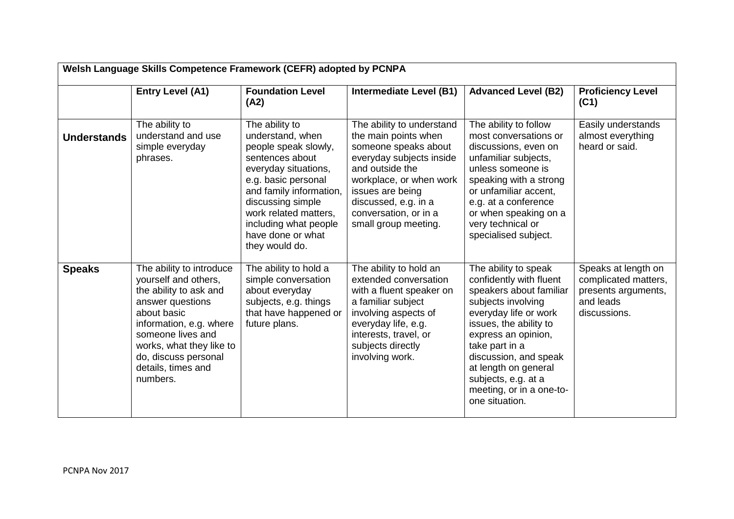| Welsh Language Skills Competence Framework (CEFR) adopted by PCNPA | | | | | |
|---|---|---|---|---|---|
| | **Entry Level (A1)** | **Foundation Level (A2)** | **Intermediate Level (B1)** | **Advanced Level (B2)** | **Proficiency Level (C1)** |
| **Understands** | The ability to understand and use simple everyday phrases. | The ability to understand, when people speak slowly, sentences about everyday situations, e.g. basic personal and family information, discussing simple work related matters, including what people have done or what they would do. | The ability to understand the main points when someone speaks about everyday subjects inside and outside the workplace, or when work issues are being discussed, e.g. in a conversation, or in a small group meeting. | The ability to follow most conversations or discussions, even on unfamiliar subjects, unless someone is speaking with a strong or unfamiliar accent, e.g. at a conference or when speaking on a very technical or specialised subject. | Easily understands almost everything heard or said. |
| **Speaks** | The ability to introduce yourself and others, the ability to ask and answer questions about basic information, e.g. where someone lives and works, what they like to do, discuss personal details, times and numbers. | The ability to hold a simple conversation about everyday subjects, e.g. things that have happened or future plans. | The ability to hold an extended conversation with a fluent speaker on a familiar subject involving aspects of everyday life, e.g. interests, travel, or subjects directly involving work. | The ability to speak confidently with fluent speakers about familiar subjects involving everyday life or work issues, the ability to express an opinion, take part in a discussion, and speak at length on general subjects, e.g. at a meeting, or in a one-to-one situation. | Speaks at length on complicated matters, presents arguments, and leads discussions. |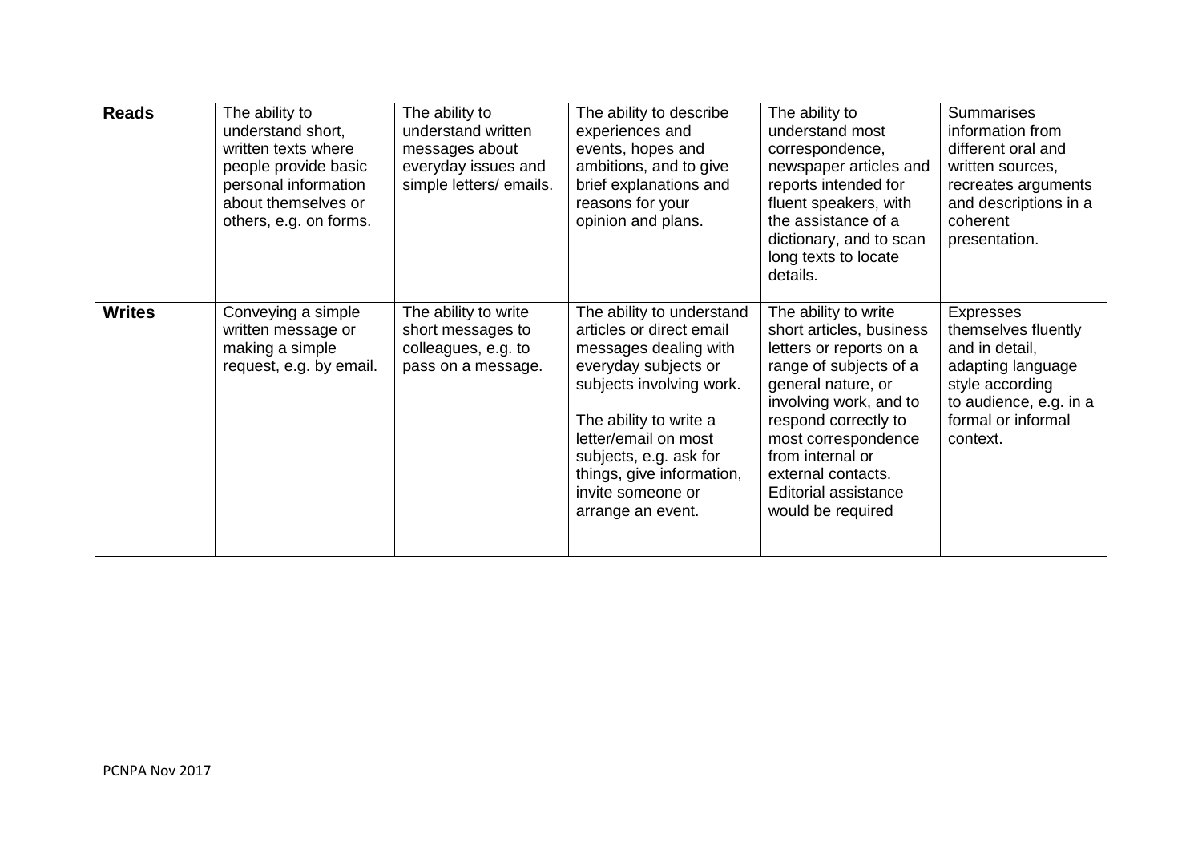| | | | | | |
|---|---|---|---|---|---|
| **Reads** | The ability to understand short, written texts where people provide basic personal information about themselves or others, e.g. on forms. | The ability to understand written messages about everyday issues and simple letters/ emails. | The ability to describe experiences and events, hopes and ambitions, and to give brief explanations and reasons for your opinion and plans. | The ability to understand most correspondence, newspaper articles and reports intended for fluent speakers, with the assistance of a dictionary, and to scan long texts to locate details. | Summarises information from different oral and written sources, recreates arguments and descriptions in a coherent presentation. |
| **Writes** | Conveying a simple written message or making a simple request, e.g. by email. | The ability to write short messages to colleagues, e.g. to pass on a message. | The ability to understand articles or direct email messages dealing with everyday subjects or subjects involving work.<br><br>The ability to write a letter/email on most subjects, e.g. ask for things, give information, invite someone or arrange an event. | The ability to write short articles, business letters or reports on a range of subjects of a general nature, or involving work, and to respond correctly to most correspondence from internal or external contacts. Editorial assistance would be required | Expresses themselves fluently and in detail, adapting language style according to audience, e.g. in a formal or informal context. |